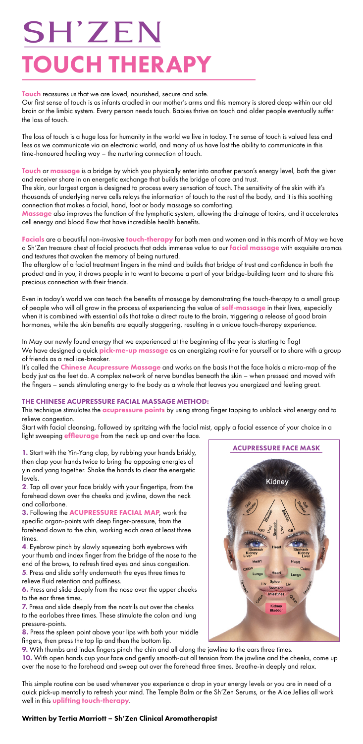# SH'ZEN

# TOUCH THERAPY

**Touch** reassures us that we are loved, nourished, secure and safe.
Our first sense of touch is as infants cradled in our mother's arms and this memory is stored deep within our old brain or the limbic system. Every person needs touch. Babies thrive on touch and older people eventually suffer the loss of touch.

The loss of touch is a huge loss for humanity in the world we live in today. The sense of touch is valued less and less as we communicate via an electronic world, and many of us have lost the ability to communicate in this time-honoured healing way – the nurturing connection of touch.

**Touch** or **massage** is a bridge by which you physically enter into another person's energy level, both the giver and receiver share in an energetic exchange that builds the bridge of care and trust.
The skin, our largest organ is designed to process every sensation of touch. The sensitivity of the skin with it's thousands of underlying nerve cells relays the information of touch to the rest of the body, and it is this soothing connection that makes a facial, hand, foot or body massage so comforting.
**Massage** also improves the function of the lymphatic system, allowing the drainage of toxins, and it accelerates cell energy and blood flow that have incredible health benefits.

**Facials** are a beautiful non-invasive **touch-therapy** for both men and women and in this month of May we have a Sh'Zen treasure chest of facial products that adds immense value to our **facial massage** with exquisite aromas and textures that awaken the memory of being nurtured.
The afterglow of a facial treatment lingers in the mind and builds that bridge of trust and confidence in both the product and in you, it draws people in to want to become a part of your bridge-building team and to share this precious connection with their friends.

Even in today's world we can teach the benefits of massage by demonstrating the touch-therapy to a small group of people who will all grow in the process of experiencing the value of **self-massage** in their lives, especially when it is combined with essential oils that take a direct route to the brain, triggering a release of good brain hormones, while the skin benefits are equally staggering, resulting in a unique touch-therapy experience.

In May our newly found energy that we experienced at the beginning of the year is starting to flag!
We have designed a quick **pick-me-up massage** as an energizing routine for yourself or to share with a group of friends as a real ice-breaker.
It's called the **Chinese Acupressure Massage** and works on the basis that the face holds a micro-map of the body just as the feet do. A complex network of nerve bundles beneath the skin – when pressed and moved with the fingers – sends stimulating energy to the body as a whole that leaves you energized and feeling great.

### THE CHINESE ACUPRESSURE FACIAL MASSAGE METHOD:

This technique stimulates the **acupressure points** by using strong finger tapping to unblock vital energy and to relieve congestion.
Start with facial cleansing, followed by spritzing with the facial mist, apply a facial essence of your choice in a light sweeping **effleurage** from the neck up and over the face.

**1.** Start with the Yin-Yang clap, by rubbing your hands briskly, then clap your hands twice to bring the opposing energies of yin and yang together. Shake the hands to clear the energetic levels.

**2**. Tap all over your face briskly with your fingertips, from the forehead down over the cheeks and jawline, down the neck and collarbone.

**3.** Following the **ACUPRESSURE FACIAL MAP**, work the specific organ-points with deep finger-pressure, from the forehead down to the chin, working each area at least three times.

**4**. Eyebrow pinch by slowly squeezing both eyebrows with your thumb and index finger from the bridge of the nose to the end of the brows, to refresh tired eyes and sinus congestion.

**5**. Press and slide softly underneath the eyes three times to relieve fluid retention and puffiness.

**6.** Press and slide deeply from the nose over the upper cheeks to the ear three times.

**7.** Press and slide deeply from the nostrils out over the cheeks to the earlobes three times. These stimulate the colon and lung pressure-points.

**8.** Press the spleen point above your lips with both your middle fingers, then press the top lip and then the bottom lip.

**9.** With thumbs and index fingers pinch the chin and all along the jawline to the ears three times.

**10.** With open hands cup your face and gently smooth-out all tension from the jawline and the cheeks, come up over the nose to the forehead and sweep out over the forehead three times. Breathe-in deeply and relax.

**ACUPRESSURE FACE MASK**

This simple routine can be used whenever you experience a drop in your energy levels or you are in need of a quick pick-up mentally to refresh your mind. The Temple Balm or the Sh'Zen Serums, or the Aloe Jellies all work well in this **uplifting touch-therapy**.

**Written by Tertia Marriott – Sh'Zen Clinical Aromatherapist**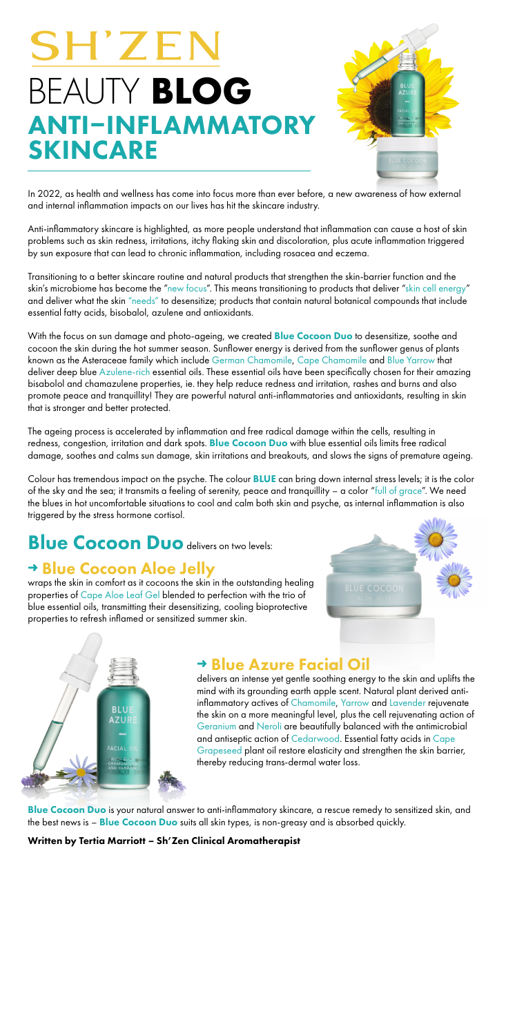# SH'ZEN

# BEAUTY **BLOG**

## ANTI–INFLAMMATORY SKINCARE

In 2022, as health and wellness has come into focus more than ever before, a new awareness of how external and internal inflammation impacts on our lives has hit the skincare industry.

Anti-inflammatory skincare is highlighted, as more people understand that inflammation can cause a host of skin problems such as skin redness, irritations, itchy flaking skin and discoloration, plus acute inflammation triggered by sun exposure that can lead to chronic inflammation, including rosacea and eczema.

Transitioning to a better skincare routine and natural products that strengthen the skin-barrier function and the skin's microbiome has become the "new focus". This means transitioning to products that deliver "skin cell energy" and deliver what the skin "needs" to desensitize; products that contain natural botanical compounds that include essential fatty acids, bisobalol, azulene and antioxidants.

With the focus on sun damage and photo-ageing, we created **Blue Cocoon Duo** to desensitize, soothe and cocoon the skin during the hot summer season. Sunflower energy is derived from the sunflower genus of plants known as the Asteraceae family which include German Chamomile, Cape Chamomile and Blue Yarrow that deliver deep blue Azulene-rich essential oils. These essential oils have been specifically chosen for their amazing bisabolol and chamazulene properties, ie. they help reduce redness and irritation, rashes and burns and also promote peace and tranquillity! They are powerful natural anti-inflammatories and antioxidants, resulting in skin that is stronger and better protected.

The ageing process is accelerated by inflammation and free radical damage within the cells, resulting in redness, congestion, irritation and dark spots. **Blue Cocoon Duo** with blue essential oils limits free radical damage, soothes and calms sun damage, skin irritations and breakouts, and slows the signs of premature ageing.

Colour has tremendous impact on the psyche. The colour **BLUE** can bring down internal stress levels; it is the color of the sky and the sea; it transmits a feeling of serenity, peace and tranquillity – a color "full of grace". We need the blues in hot uncomfortable situations to cool and calm both skin and psyche, as internal inflammation is also triggered by the stress hormone cortisol.

## Blue Cocoon Duo delivers on two levels:

### → Blue Cocoon Aloe Jelly

wraps the skin in comfort as it cocoons the skin in the outstanding healing properties of Cape Aloe Leaf Gel blended to perfection with the trio of blue essential oils, transmitting their desensitizing, cooling bioprotective properties to refresh inflamed or sensitized summer skin.

### → Blue Azure Facial Oil

delivers an intense yet gentle soothing energy to the skin and uplifts the mind with its grounding earth apple scent. Natural plant derived anti-inflammatory actives of Chamomile, Yarrow and Lavender rejuvenate the skin on a more meaningful level, plus the cell rejuvenating action of Geranium and Neroli are beautifully balanced with the antimicrobial and antiseptic action of Cedarwood. Essential fatty acids in Cape Grapeseed plant oil restore elasticity and strengthen the skin barrier, thereby reducing trans-dermal water loss.

**Blue Cocoon Duo** is your natural answer to anti-inflammatory skincare, a rescue remedy to sensitized skin, and the best news is – **Blue Cocoon Duo** suits all skin types, is non-greasy and is absorbed quickly.

**Written by Tertia Marriott – Sh'Zen Clinical Aromatherapist**